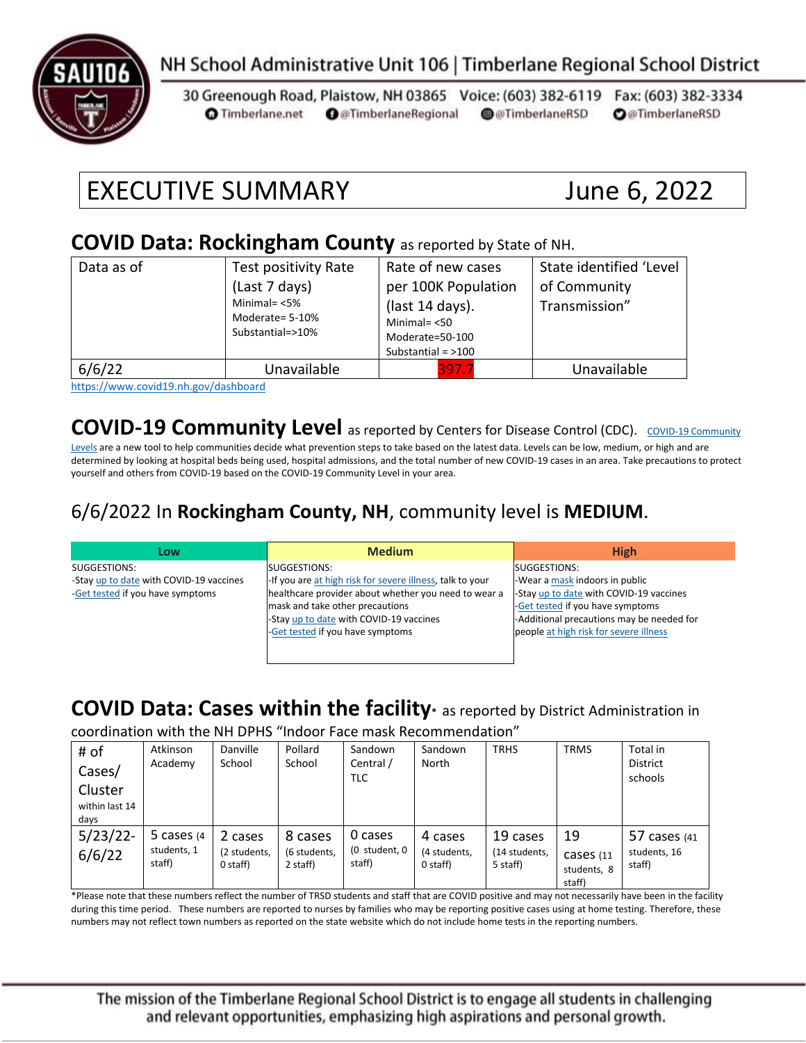NH School Administrative Unit 106 | Timberlane Regional School District

30 Greenough Road, Plaistow, NH 03865 Voice: (603) 382-6119 Fax: (603) 382-3334
Timberlane.net @TimberlaneRegional @TimberlaneRSD @TimberlaneRSD

# EXECUTIVE SUMMARY June 6, 2022

## COVID Data: Rockingham County as reported by State of NH.

| Data as of | Test positivity Rate (Last 7 days) Minimal= <5% Moderate= 5-10% Substantial=>10% | Rate of new cases per 100K Population (last 14 days). Minimal= <50 Moderate=50-100 Substantial = >100 | State identified 'Level of Community Transmission" |
|---|---|---|---|
| 6/6/22 | Unavailable | 397.7 | Unavailable |

https://www.covid19.nh.gov/dashboard

## COVID-19 Community Level as reported by Centers for Disease Control (CDC).

COVID-19 Community Levels are a new tool to help communities decide what prevention steps to take based on the latest data. Levels can be low, medium, or high and are determined by looking at hospital beds being used, hospital admissions, and the total number of new COVID-19 cases in an area. Take precautions to protect yourself and others from COVID-19 based on the COVID-19 Community Level in your area.

### 6/6/2022 In **Rockingham County, NH**, community level is **MEDIUM**.

| Low | Medium | High |
|---|---|---|
| SUGGESTIONS:<br>-Stay up to date with COVID-19 vaccines<br>-Get tested if you have symptoms | SUGGESTIONS:<br>-If you are at high risk for severe illness, talk to your healthcare provider about whether you need to wear a mask and take other precautions<br>-Stay up to date with COVID-19 vaccines<br>-Get tested if you have symptoms | SUGGESTIONS:<br>-Wear a mask indoors in public<br>-Stay up to date with COVID-19 vaccines<br>-Get tested if you have symptoms<br>-Additional precautions may be needed for people at high risk for severe illness |

## COVID Data: Cases within the facility* as reported by District Administration in coordination with the NH DPHS "Indoor Face mask Recommendation"

| # of Cases/ Cluster within last 14 days | Atkinson Academy | Danville School | Pollard School | Sandown Central / TLC | Sandown North | TRHS | TRMS | Total in District schools |
|---|---|---|---|---|---|---|---|---|
| 5/23/22-6/6/22 | 5 cases (4 students, 1 staff) | 2 cases (2 students, 0 staff) | 8 cases (6 students, 2 staff) | 0 cases (0 student, 0 staff) | 4 cases (4 students, 0 staff) | 19 cases (14 students, 5 staff) | 19 cases (11 students, 8 staff) | 57 cases (41 students, 16 staff) |

*Please note that these numbers reflect the number of TRSD students and staff that are COVID positive and may not necessarily have been in the facility during this time period. These numbers are reported to nurses by families who may be reporting positive cases using at home testing. Therefore, these numbers may not reflect town numbers as reported on the state website which do not include home tests in the reporting numbers.

The mission of the Timberlane Regional School District is to engage all students in challenging and relevant opportunities, emphasizing high aspirations and personal growth.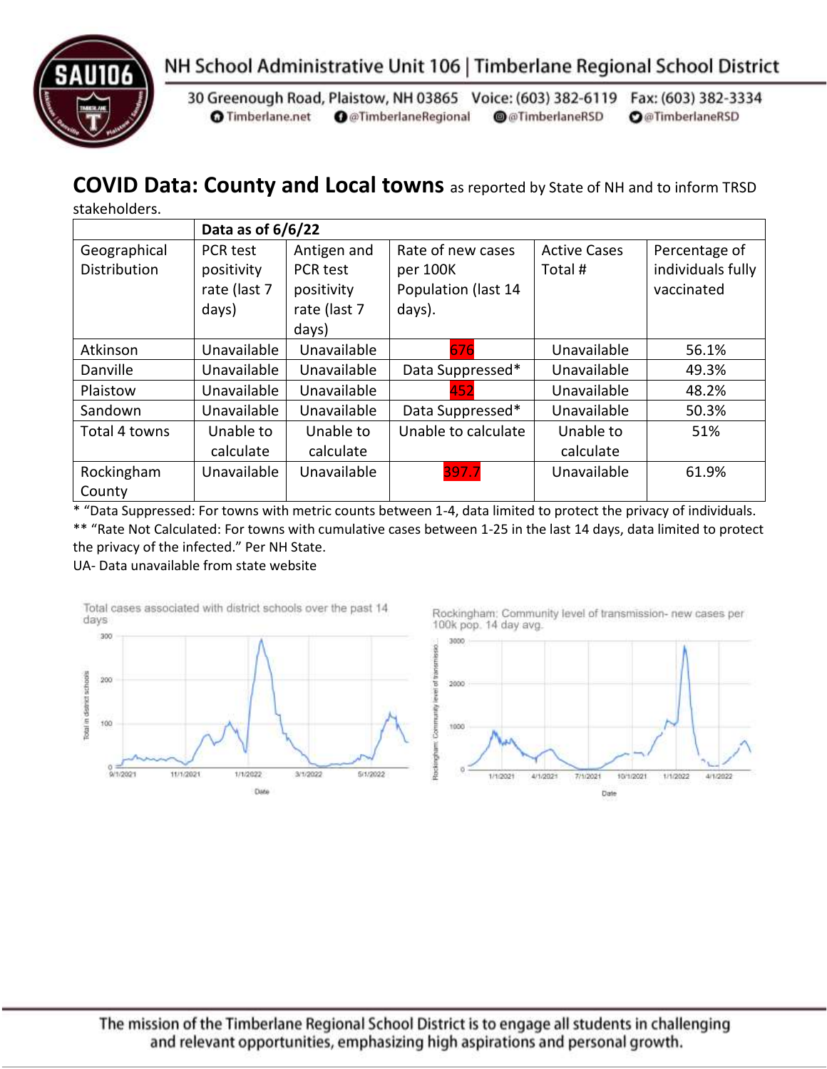NH School Administrative Unit 106 | Timberlane Regional School District

30 Greenough Road, Plaistow, NH 03865 Voice: (603) 382-6119 Fax: (603) 382-3334
Timberlane.net @TimberlaneRegional @TimberlaneRSD @TimberlaneRSD

## COVID Data: County and Local towns as reported by State of NH and to inform TRSD stakeholders.

| | Data as of 6/6/22 | | | | |
|---|---|---|---|---|---|
| Geographical Distribution | PCR test positivity rate (last 7 days) | Antigen and PCR test positivity rate (last 7 days) | Rate of new cases per 100K Population (last 14 days). | Active Cases Total # | Percentage of individuals fully vaccinated |
| Atkinson | Unavailable | Unavailable | 676 | Unavailable | 56.1% |
| Danville | Unavailable | Unavailable | Data Suppressed* | Unavailable | 49.3% |
| Plaistow | Unavailable | Unavailable | 452 | Unavailable | 48.2% |
| Sandown | Unavailable | Unavailable | Data Suppressed* | Unavailable | 50.3% |
| Total 4 towns | Unable to calculate | Unable to calculate | Unable to calculate | Unable to calculate | 51% |
| Rockingham County | Unavailable | Unavailable | 397.7 | Unavailable | 61.9% |

* "Data Suppressed: For towns with metric counts between 1-4, data limited to protect the privacy of individuals.
** "Rate Not Calculated: For towns with cumulative cases between 1-25 in the last 14 days, data limited to protect the privacy of the infected." Per NH State.
UA- Data unavailable from state website

Total cases associated with district schools over the past 14 days
Total in district schools
300
200
100
0
9/1/2021
11/1/2021
1/1/2022
3/1/2022
5/1/2022
Date

Rockingham: Community level of transmission- new cases per 100k pop. 14 day avg.
Rockingham: Community level of transmissio...
3000
2000
1000
0
1/1/2021
4/1/2021
7/1/2021
10/1/2021
1/1/2022
4/1/2022
Date

The mission of the Timberlane Regional School District is to engage all students in challenging and relevant opportunities, emphasizing high aspirations and personal growth.